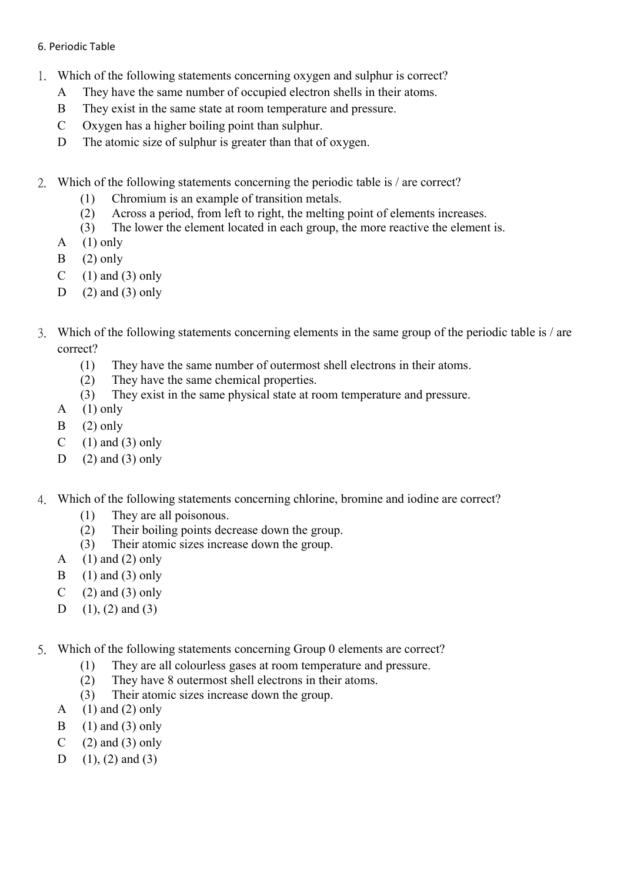6. Periodic Table

1. Which of the following statements concerning oxygen and sulphur is correct?
   - A They have the same number of occupied electron shells in their atoms.
   - B They exist in the same state at room temperature and pressure.
   - C Oxygen has a higher boiling point than sulphur.
   - D The atomic size of sulphur is greater than that of oxygen.

2. Which of the following statements concerning the periodic table is / are correct?
   - (1) Chromium is an example of transition metals.
   - (2) Across a period, from left to right, the melting point of elements increases.
   - (3) The lower the element located in each group, the more reactive the element is.
   - A (1) only
   - B (2) only
   - C (1) and (3) only
   - D (2) and (3) only

3. Which of the following statements concerning elements in the same group of the periodic table is / are correct?
   - (1) They have the same number of outermost shell electrons in their atoms.
   - (2) They have the same chemical properties.
   - (3) They exist in the same physical state at room temperature and pressure.
   - A (1) only
   - B (2) only
   - C (1) and (3) only
   - D (2) and (3) only

4. Which of the following statements concerning chlorine, bromine and iodine are correct?
   - (1) They are all poisonous.
   - (2) Their boiling points decrease down the group.
   - (3) Their atomic sizes increase down the group.
   - A (1) and (2) only
   - B (1) and (3) only
   - C (2) and (3) only
   - D (1), (2) and (3)

5. Which of the following statements concerning Group 0 elements are correct?
   - (1) They are all colourless gases at room temperature and pressure.
   - (2) They have 8 outermost shell electrons in their atoms.
   - (3) Their atomic sizes increase down the group.
   - A (1) and (2) only
   - B (1) and (3) only
   - C (2) and (3) only
   - D (1), (2) and (3)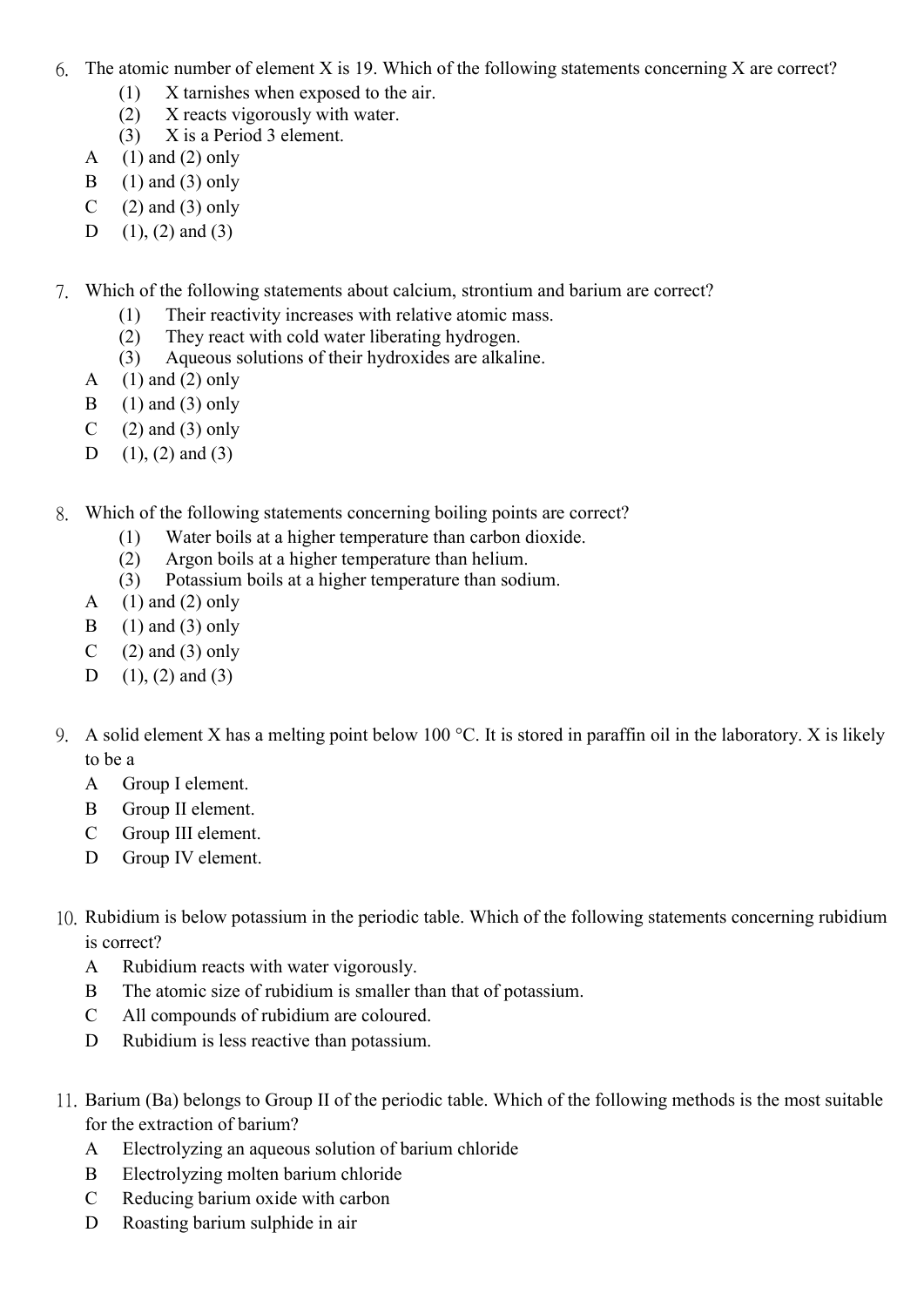6. The atomic number of element X is 19. Which of the following statements concerning X are correct?

   (1) X tarnishes when exposed to the air.
   (2) X reacts vigorously with water.
   (3) X is a Period 3 element.

   A (1) and (2) only
   B (1) and (3) only
   C (2) and (3) only
   D (1), (2) and (3)

7. Which of the following statements about calcium, strontium and barium are correct?

   (1) Their reactivity increases with relative atomic mass.
   (2) They react with cold water liberating hydrogen.
   (3) Aqueous solutions of their hydroxides are alkaline.

   A (1) and (2) only
   B (1) and (3) only
   C (2) and (3) only
   D (1), (2) and (3)

8. Which of the following statements concerning boiling points are correct?

   (1) Water boils at a higher temperature than carbon dioxide.
   (2) Argon boils at a higher temperature than helium.
   (3) Potassium boils at a higher temperature than sodium.

   A (1) and (2) only
   B (1) and (3) only
   C (2) and (3) only
   D (1), (2) and (3)

9. A solid element X has a melting point below 100 °C. It is stored in paraffin oil in the laboratory. X is likely to be a

   A Group I element.
   B Group II element.
   C Group III element.
   D Group IV element.

10. Rubidium is below potassium in the periodic table. Which of the following statements concerning rubidium is correct?

    A Rubidium reacts with water vigorously.
    B The atomic size of rubidium is smaller than that of potassium.
    C All compounds of rubidium are coloured.
    D Rubidium is less reactive than potassium.

11. Barium (Ba) belongs to Group II of the periodic table. Which of the following methods is the most suitable for the extraction of barium?

    A Electrolyzing an aqueous solution of barium chloride
    B Electrolyzing molten barium chloride
    C Reducing barium oxide with carbon
    D Roasting barium sulphide in air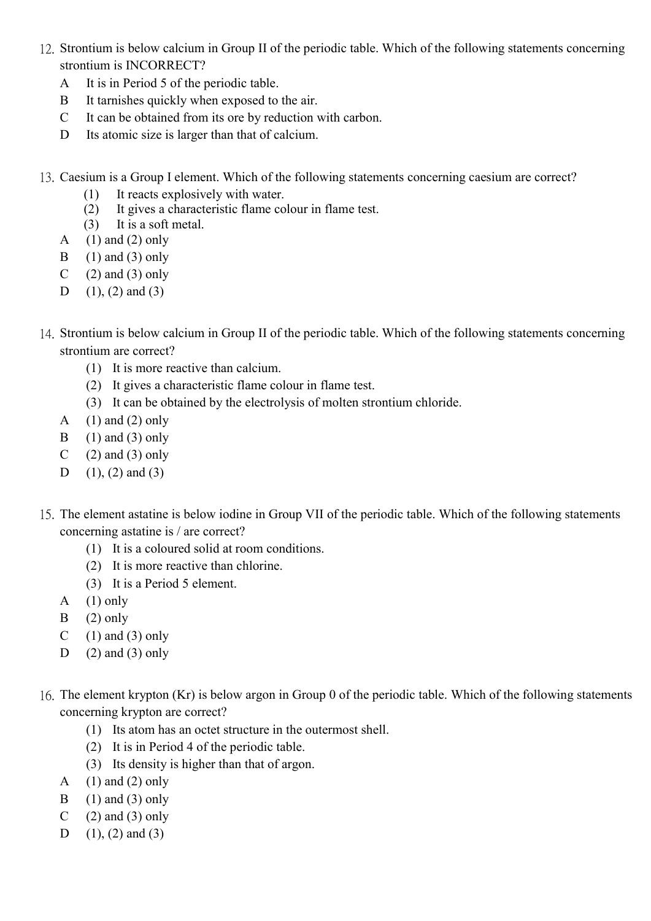12. Strontium is below calcium in Group II of the periodic table. Which of the following statements concerning strontium is INCORRECT?

   A It is in Period 5 of the periodic table.
   B It tarnishes quickly when exposed to the air.
   C It can be obtained from its ore by reduction with carbon.
   D Its atomic size is larger than that of calcium.

13. Caesium is a Group I element. Which of the following statements concerning caesium are correct?

   (1) It reacts explosively with water.
   (2) It gives a characteristic flame colour in flame test.
   (3) It is a soft metal.

   A (1) and (2) only
   B (1) and (3) only
   C (2) and (3) only
   D (1), (2) and (3)

14. Strontium is below calcium in Group II of the periodic table. Which of the following statements concerning strontium are correct?

   (1) It is more reactive than calcium.
   (2) It gives a characteristic flame colour in flame test.
   (3) It can be obtained by the electrolysis of molten strontium chloride.

   A (1) and (2) only
   B (1) and (3) only
   C (2) and (3) only
   D (1), (2) and (3)

15. The element astatine is below iodine in Group VII of the periodic table. Which of the following statements concerning astatine is / are correct?

   (1) It is a coloured solid at room conditions.
   (2) It is more reactive than chlorine.
   (3) It is a Period 5 element.

   A (1) only
   B (2) only
   C (1) and (3) only
   D (2) and (3) only

16. The element krypton (Kr) is below argon in Group 0 of the periodic table. Which of the following statements concerning krypton are correct?

   (1) Its atom has an octet structure in the outermost shell.
   (2) It is in Period 4 of the periodic table.
   (3) Its density is higher than that of argon.

   A (1) and (2) only
   B (1) and (3) only
   C (2) and (3) only
   D (1), (2) and (3)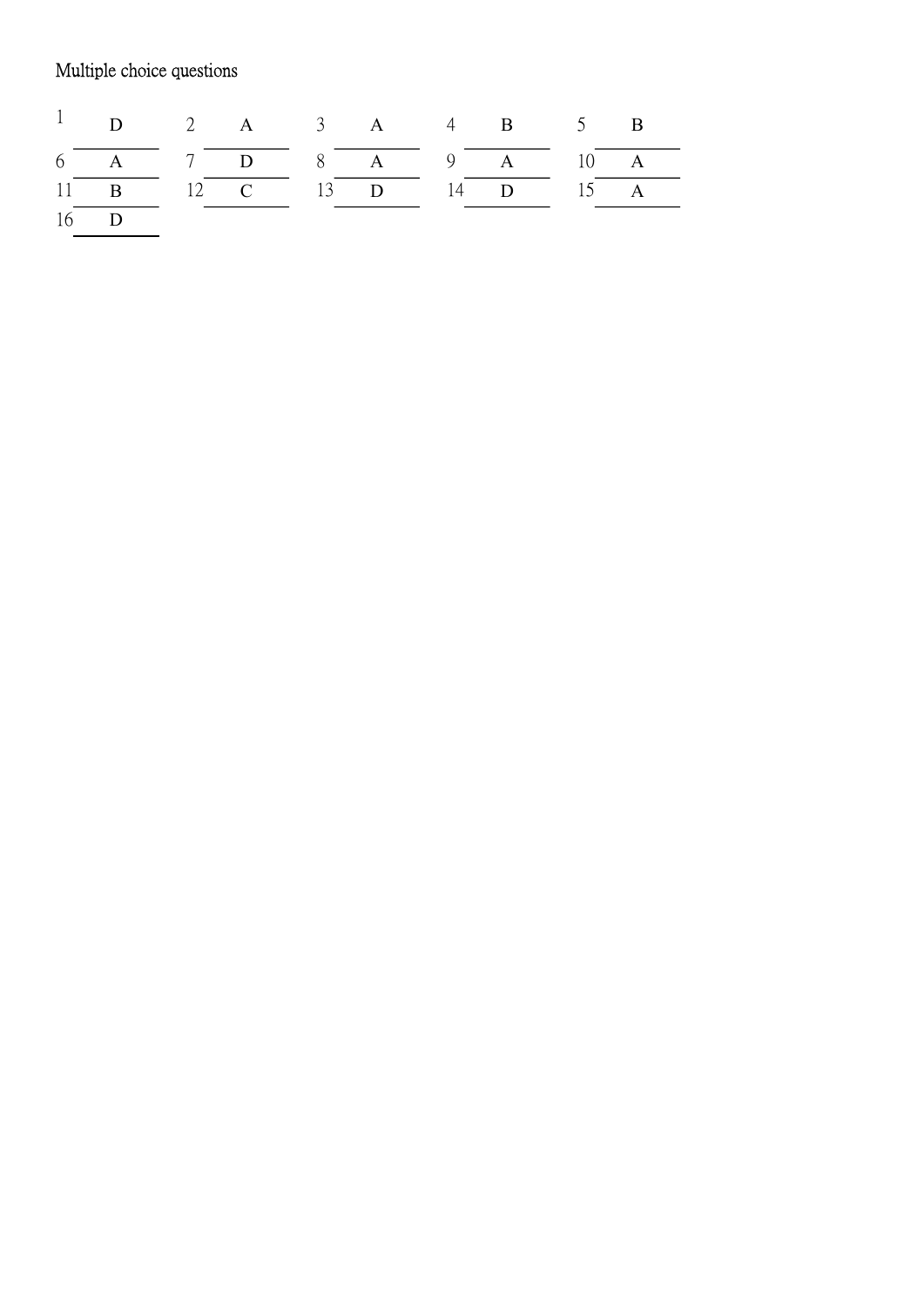Multiple choice questions

| | | | | | | | | | |
|---|---|---|---|---|---|---|---|---|---|
| 1 | D | 2 | A | 3 | A | 4 | B | 5 | B |
| 6 | A | 7 | D | 8 | A | 9 | A | 10 | A |
| 11 | B | 12 | C | 13 | D | 14 | D | 15 | A |
| 16 | D | | | | | | | | |